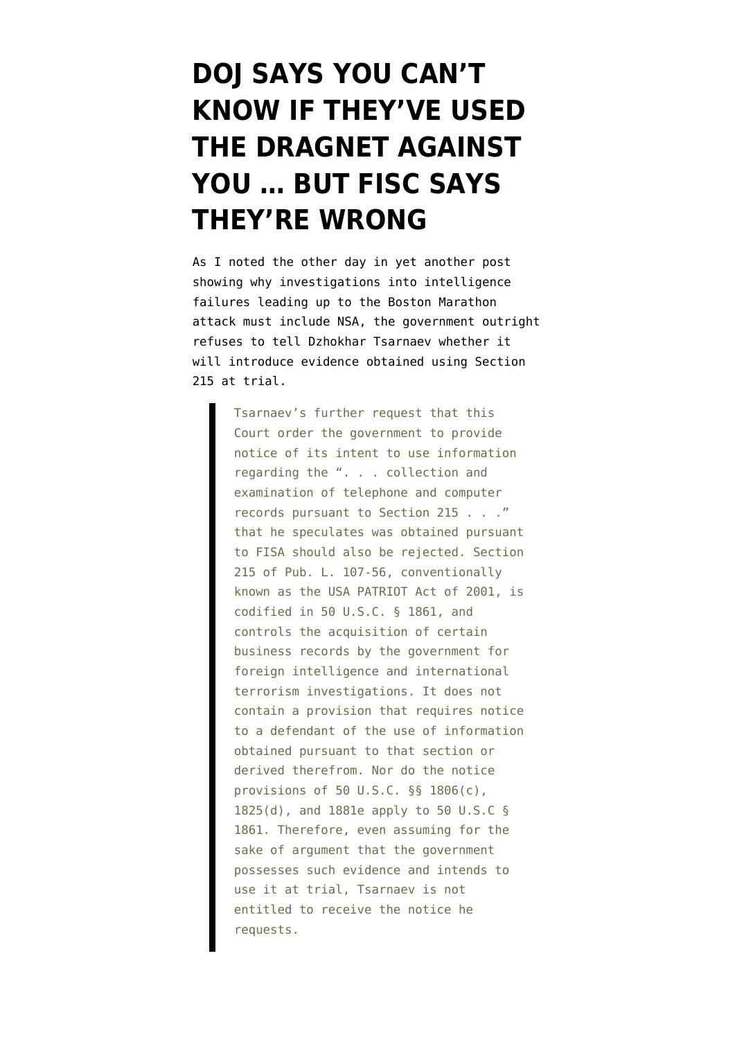# DOJ SAYS YOU CAN'T KNOW IF THEY'VE USED THE DRAGNET AGAINST YOU … BUT FISC SAYS THEY'RE WRONG

As I noted the other day in yet another post showing why investigations into intelligence failures leading up to the Boston Marathon attack must include NSA, the government outright refuses to tell Dzhokhar Tsarnaev whether it will introduce evidence obtained using Section 215 at trial.

> Tsarnaev's further request that this Court order the government to provide notice of its intent to use information regarding the ". . . collection and examination of telephone and computer records pursuant to Section 215 . . ." that he speculates was obtained pursuant to FISA should also be rejected. Section 215 of Pub. L. 107-56, conventionally known as the USA PATRIOT Act of 2001, is codified in 50 U.S.C. § 1861, and controls the acquisition of certain business records by the government for foreign intelligence and international terrorism investigations. It does not contain a provision that requires notice to a defendant of the use of information obtained pursuant to that section or derived therefrom. Nor do the notice provisions of 50 U.S.C. §§ 1806(c), 1825(d), and 1881e apply to 50 U.S.C § 1861. Therefore, even assuming for the sake of argument that the government possesses such evidence and intends to use it at trial, Tsarnaev is not entitled to receive the notice he requests.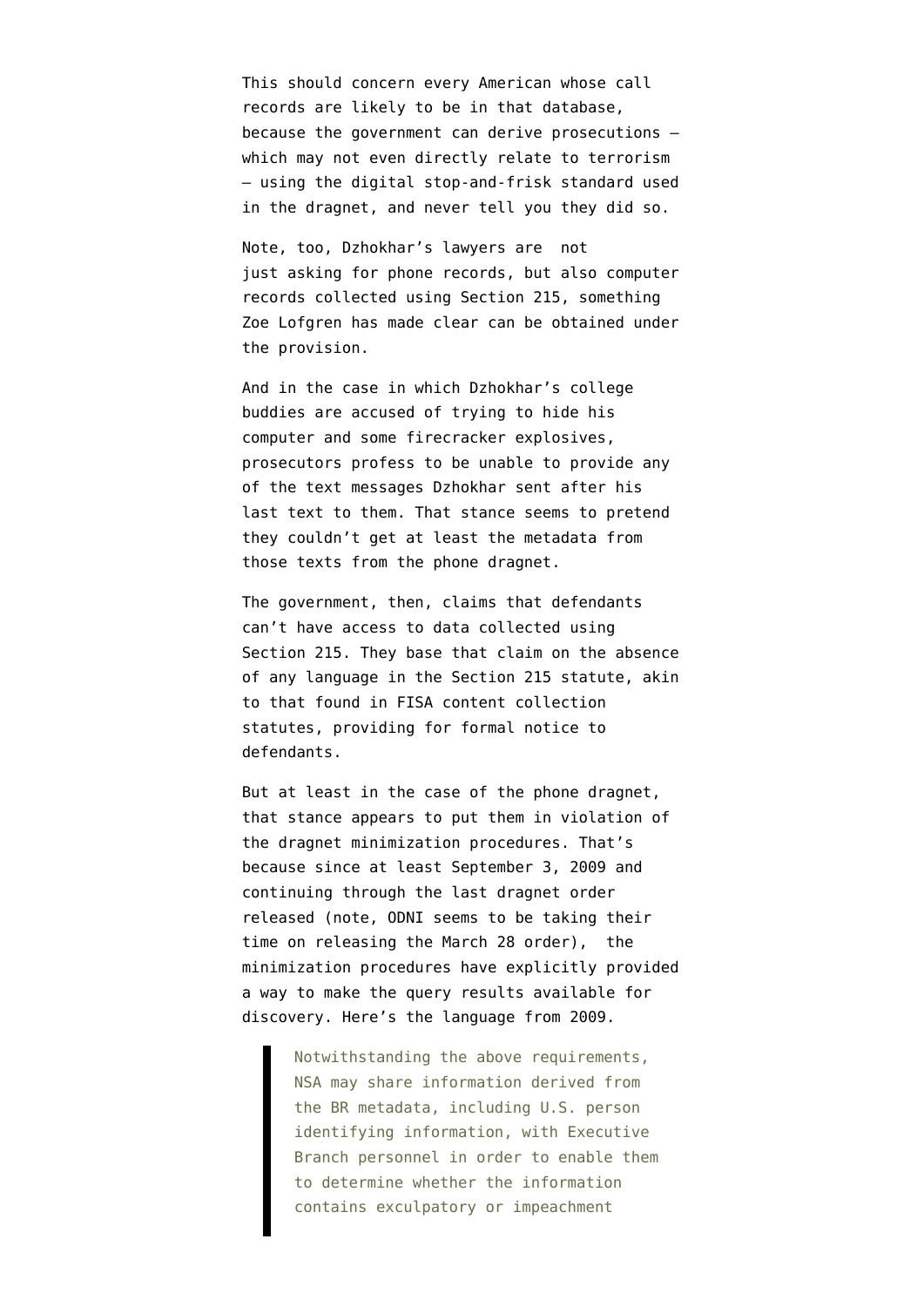This should concern every American whose call records are likely to be in that database, because the government can derive prosecutions — which may not even directly relate to terrorism — using the digital stop-and-frisk standard used in the dragnet, and never tell you they did so.

Note, too, Dzhokhar's lawyers are not just asking for phone records, but also computer records collected using Section 215, something Zoe Lofgren has made clear can be obtained under the provision.

And in the case in which Dzhokhar's college buddies are accused of trying to hide his computer and some firecracker explosives, prosecutors profess to be unable to provide any of the text messages Dzhokhar sent after his last text to them. That stance seems to pretend they couldn't get at least the metadata from those texts from the phone dragnet.

The government, then, claims that defendants can't have access to data collected using Section 215. They base that claim on the absence of any language in the Section 215 statute, akin to that found in FISA content collection statutes, providing for formal notice to defendants.

But at least in the case of the phone dragnet, that stance appears to put them in violation of the dragnet minimization procedures. That's because since at least September 3, 2009 and continuing through the last dragnet order released (note, ODNI seems to be taking their time on releasing the March 28 order), the minimization procedures have explicitly provided a way to make the query results available for discovery. Here's the language from 2009.

> Notwithstanding the above requirements, NSA may share information derived from the BR metadata, including U.S. person identifying information, with Executive Branch personnel in order to enable them to determine whether the information contains exculpatory or impeachment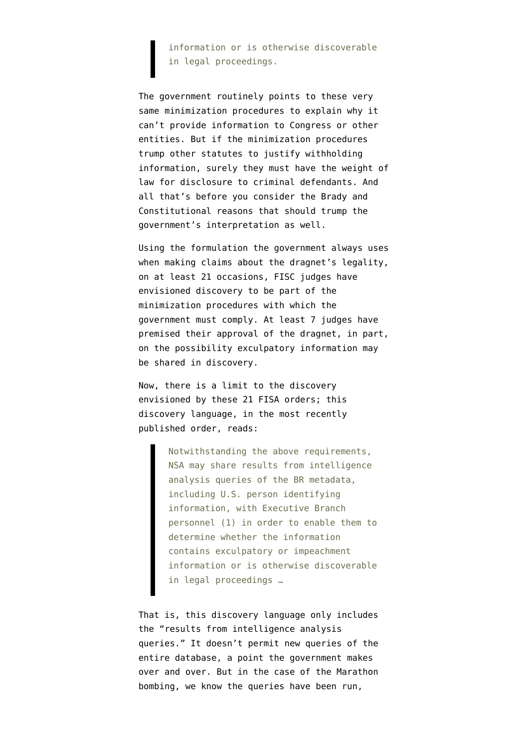> information or is otherwise discoverable in legal proceedings.

The government routinely points to these very same minimization procedures to explain why it can't provide information to Congress or other entities. But if the minimization procedures trump other statutes to justify withholding information, surely they must have the weight of law for disclosure to criminal defendants. And all that's before you consider the Brady and Constitutional reasons that should trump the government's interpretation as well.

Using the formulation the government always uses when making claims about the dragnet's legality, on at least 21 occasions, FISC judges have envisioned discovery to be part of the minimization procedures with which the government must comply. At least 7 judges have premised their approval of the dragnet, in part, on the possibility exculpatory information may be shared in discovery.

Now, there is a limit to the discovery envisioned by these 21 FISA orders; this discovery language, in the most recently published order, reads:

> Notwithstanding the above requirements, NSA may share results from intelligence analysis queries of the BR metadata, including U.S. person identifying information, with Executive Branch personnel (1) in order to enable them to determine whether the information contains exculpatory or impeachment information or is otherwise discoverable in legal proceedings …

That is, this discovery language only includes the "results from intelligence analysis queries." It doesn't permit new queries of the entire database, a point the government makes over and over. But in the case of the Marathon bombing, we know the queries have been run,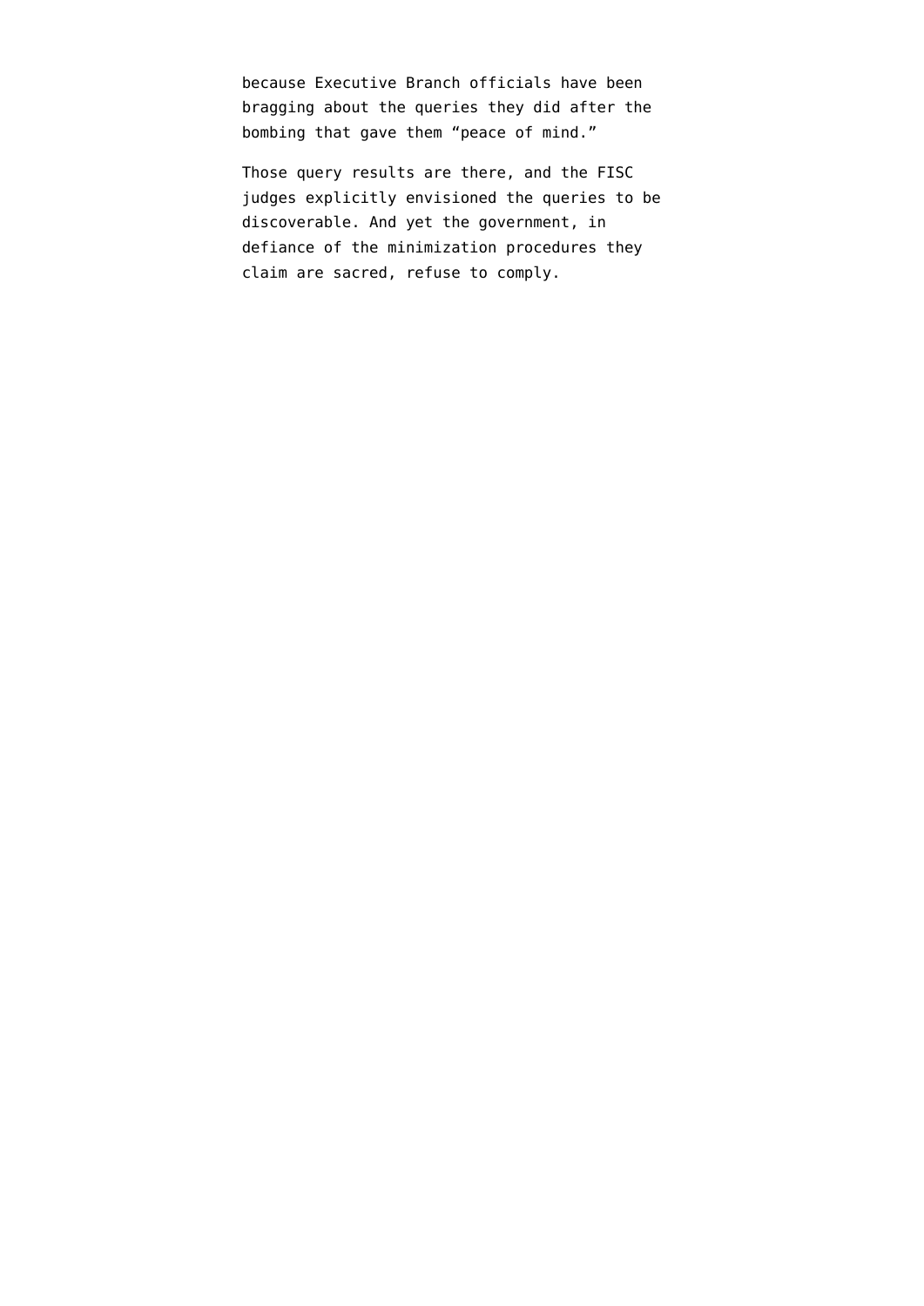because Executive Branch officials have been bragging about the queries they did after the bombing that gave them “peace of mind.”

Those query results are there, and the FISC judges explicitly envisioned the queries to be discoverable. And yet the government, in defiance of the minimization procedures they claim are sacred, refuse to comply.